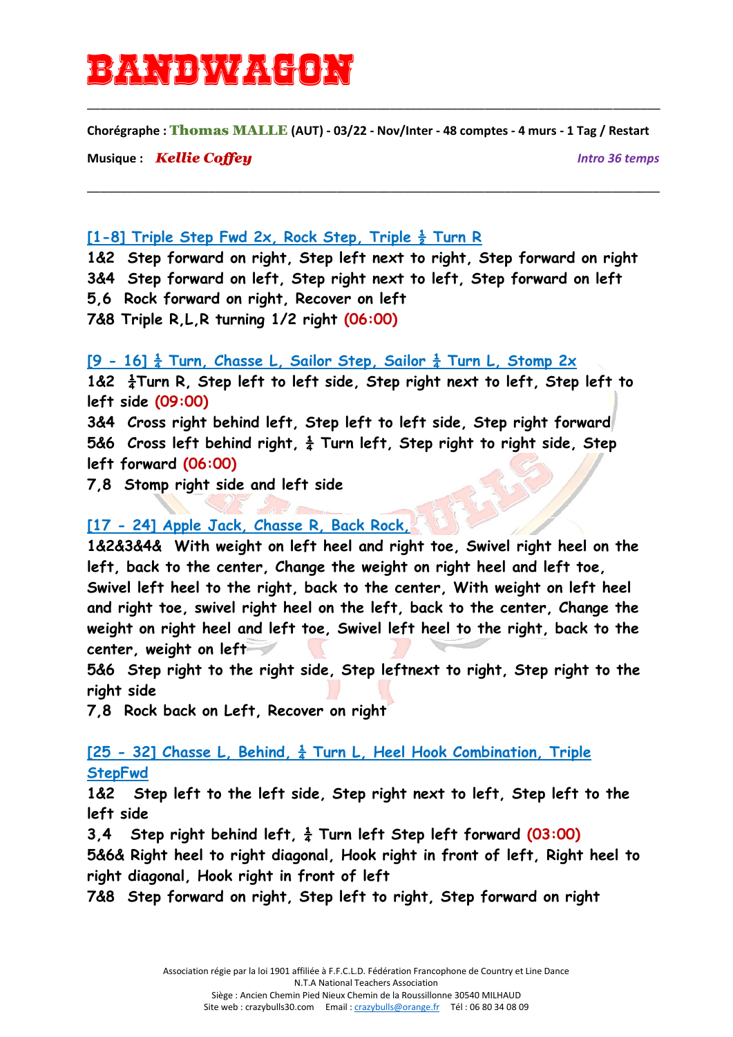# BANDWAGON

**Chorégraphe : Thomas MALLE (AUT) - 03/22 - Nov/Inter - 48 comptes - 4 murs - 1 Tag / Restart**

**Musique :** ***Kellie Coffey*** *Intro 36 temps*

**[1-8] Triple Step Fwd 2x, Rock Step, Triple ½ Turn R**

**1&2** Step forward on right, Step left next to right, Step forward on right
**3&4** Step forward on left, Step right next to left, Step forward on left
**5,6** Rock forward on right, Recover on left
**7&8** Triple R,L,R turning 1/2 right **(06:00)**

**[9 - 16] ¼ Turn, Chasse L, Sailor Step, Sailor ¼ Turn L, Stomp 2x**

**1&2** ¼Turn R, Step left to left side, Step right next to left, Step left to left side **(09:00)**
**3&4** Cross right behind left, Step left to left side, Step right forward
**5&6** Cross left behind right, ¼ Turn left, Step right to right side, Step left forward **(06:00)**
**7,8** Stomp right side and left side

**[17 - 24] Apple Jack, Chasse R, Back Rock,**

**1&2&3&4&** With weight on left heel and right toe, Swivel right heel on the left, back to the center, Change the weight on right heel and left toe, Swivel left heel to the right, back to the center, With weight on left heel and right toe, swivel right heel on the left, back to the center, Change the weight on right heel and left toe, Swivel left heel to the right, back to the center, weight on left
**5&6** Step right to the right side, Step leftnext to right, Step right to the right side
**7,8** Rock back on Left, Recover on right

**[25 - 32] Chasse L, Behind, ¼ Turn L, Heel Hook Combination, Triple StepFwd**

**1&2** Step left to the left side, Step right next to left, Step left to the left side
**3,4** Step right behind left, ¼ Turn left Step left forward **(03:00)**
**5&6&** Right heel to right diagonal, Hook right in front of left, Right heel to right diagonal, Hook right in front of left
**7&8** Step forward on right, Step left to right, Step forward on right

Association régie par la loi 1901 affiliée à F.F.C.L.D. Fédération Francophone de Country et Line Dance
N.T.A National Teachers Association
Siège : Ancien Chemin Pied Nieux Chemin de la Roussillonne 30540 MILHAUD
Site web : crazybulls30.com Email : crazybulls@orange.fr Tél : 06 80 34 08 09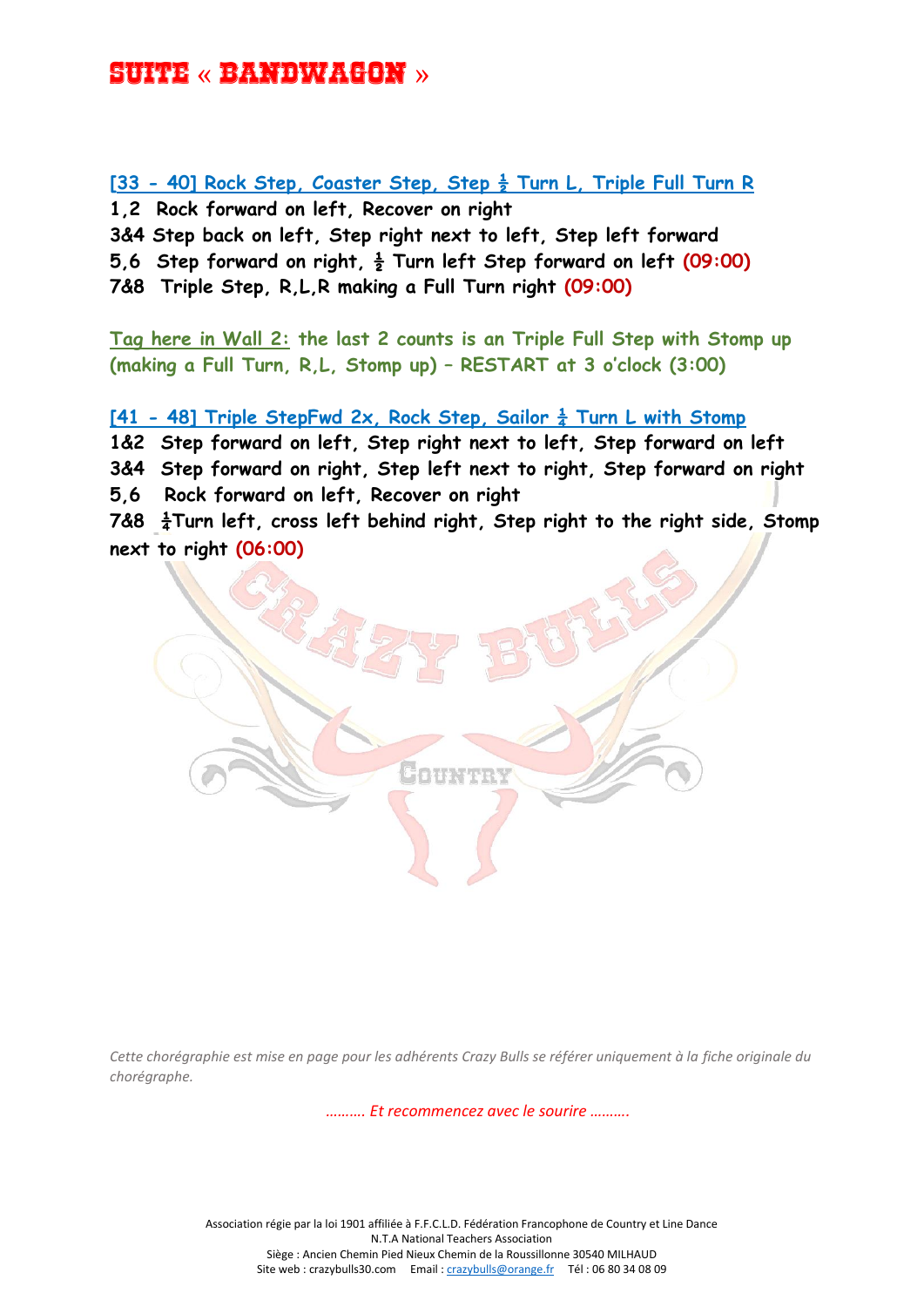# SUITE « BANDWAGON »

[33 - 40] Rock Step, Coaster Step, Step ½ Turn L, Triple Full Turn R

**1,2 Rock forward on left, Recover on right**
**3&4 Step back on left, Step right next to left, Step left forward**
**5,6 Step forward on right, ½ Turn left Step forward on left (09:00)**
**7&8 Triple Step, R,L,R making a Full Turn right (09:00)**

**Tag here in Wall 2: the last 2 counts is an Triple Full Step with Stomp up (making a Full Turn, R,L, Stomp up) – RESTART at 3 o'clock (3:00)**

[41 - 48] Triple StepFwd 2x, Rock Step, Sailor ¼ Turn L with Stomp

**1&2 Step forward on left, Step right next to left, Step forward on left**
**3&4 Step forward on right, Step left next to right, Step forward on right**
**5,6 Rock forward on left, Recover on right**
**7&8 ¼Turn left, cross left behind right, Step right to the right side, Stomp next to right (06:00)**

*Cette chorégraphie est mise en page pour les adhérents Crazy Bulls se référer uniquement à la fiche originale du chorégraphe.*

*………. Et recommencez avec le sourire ……….*

Association régie par la loi 1901 affiliée à F.F.C.L.D. Fédération Francophone de Country et Line Dance
N.T.A National Teachers Association
Siège : Ancien Chemin Pied Nieux Chemin de la Roussillonne 30540 MILHAUD
Site web : crazybulls30.com Email : crazybulls@orange.fr Tél : 06 80 34 08 09